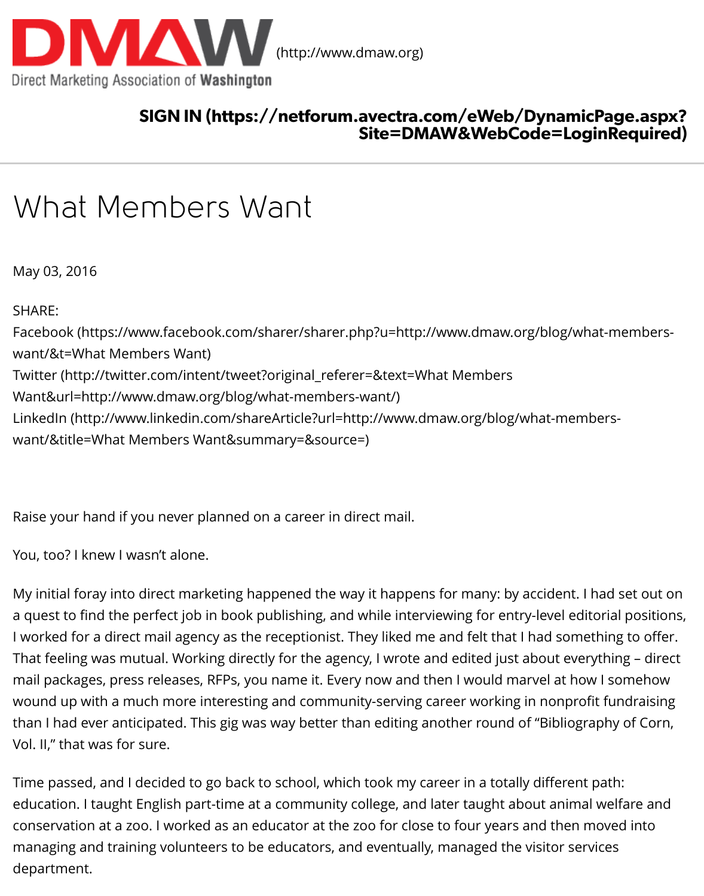DMAW (http://www.dmaw.org)

Direct Marketing Association of Washington

**SIGN IN (https://netforum.avectra.com/eWeb/DynamicPage.aspx?Site=DMAW&WebCode=LoginRequired)**

# What Members Want

May 03, 2016

SHARE:
Facebook (https://www.facebook.com/sharer/sharer.php?u=http://www.dmaw.org/blog/what-members-want/&t=What Members Want)
Twitter (http://twitter.com/intent/tweet?original_referer=&text=What Members Want&url=http://www.dmaw.org/blog/what-members-want/)
LinkedIn (http://www.linkedin.com/shareArticle?url=http://www.dmaw.org/blog/what-members-want/&title=What Members Want&summary=&source=)

Raise your hand if you never planned on a career in direct mail.

You, too? I knew I wasn't alone.

My initial foray into direct marketing happened the way it happens for many: by accident. I had set out on a quest to find the perfect job in book publishing, and while interviewing for entry-level editorial positions, I worked for a direct mail agency as the receptionist. They liked me and felt that I had something to offer. That feeling was mutual. Working directly for the agency, I wrote and edited just about everything – direct mail packages, press releases, RFPs, you name it. Every now and then I would marvel at how I somehow wound up with a much more interesting and community-serving career working in nonprofit fundraising than I had ever anticipated. This gig was way better than editing another round of "Bibliography of Corn, Vol. II," that was for sure.

Time passed, and I decided to go back to school, which took my career in a totally different path: education. I taught English part-time at a community college, and later taught about animal welfare and conservation at a zoo. I worked as an educator at the zoo for close to four years and then moved into managing and training volunteers to be educators, and eventually, managed the visitor services department.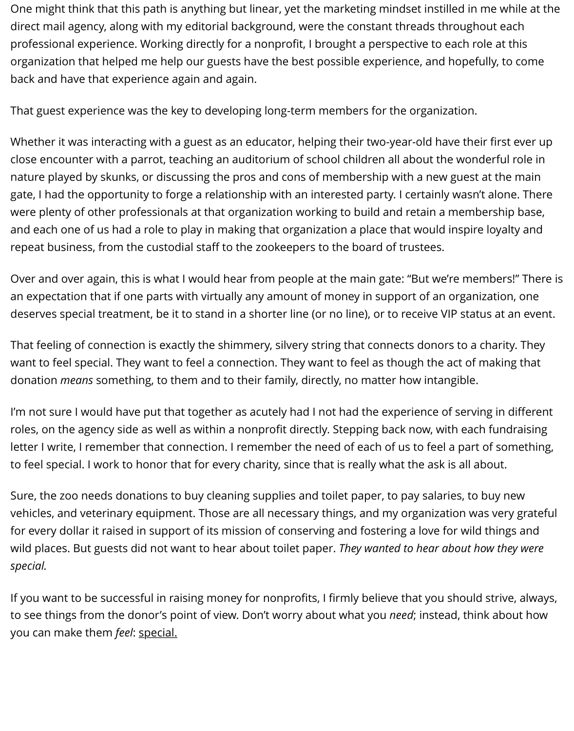One might think that this path is anything but linear, yet the marketing mindset instilled in me while at the direct mail agency, along with my editorial background, were the constant threads throughout each professional experience. Working directly for a nonprofit, I brought a perspective to each role at this organization that helped me help our guests have the best possible experience, and hopefully, to come back and have that experience again and again.

That guest experience was the key to developing long-term members for the organization.

Whether it was interacting with a guest as an educator, helping their two-year-old have their first ever up close encounter with a parrot, teaching an auditorium of school children all about the wonderful role in nature played by skunks, or discussing the pros and cons of membership with a new guest at the main gate, I had the opportunity to forge a relationship with an interested party. I certainly wasn't alone. There were plenty of other professionals at that organization working to build and retain a membership base, and each one of us had a role to play in making that organization a place that would inspire loyalty and repeat business, from the custodial staff to the zookeepers to the board of trustees.

Over and over again, this is what I would hear from people at the main gate: "But we're members!" There is an expectation that if one parts with virtually any amount of money in support of an organization, one deserves special treatment, be it to stand in a shorter line (or no line), or to receive VIP status at an event.

That feeling of connection is exactly the shimmery, silvery string that connects donors to a charity. They want to feel special. They want to feel a connection. They want to feel as though the act of making that donation *means* something, to them and to their family, directly, no matter how intangible.

I'm not sure I would have put that together as acutely had I not had the experience of serving in different roles, on the agency side as well as within a nonprofit directly. Stepping back now, with each fundraising letter I write, I remember that connection. I remember the need of each of us to feel a part of something, to feel special. I work to honor that for every charity, since that is really what the ask is all about.

Sure, the zoo needs donations to buy cleaning supplies and toilet paper, to pay salaries, to buy new vehicles, and veterinary equipment. Those are all necessary things, and my organization was very grateful for every dollar it raised in support of its mission of conserving and fostering a love for wild things and wild places. But guests did not want to hear about toilet paper. *They wanted to hear about how they were special.*

If you want to be successful in raising money for nonprofits, I firmly believe that you should strive, always, to see things from the donor's point of view. Don't worry about what you *need*; instead, think about how you can make them *feel*: <u>special.</u>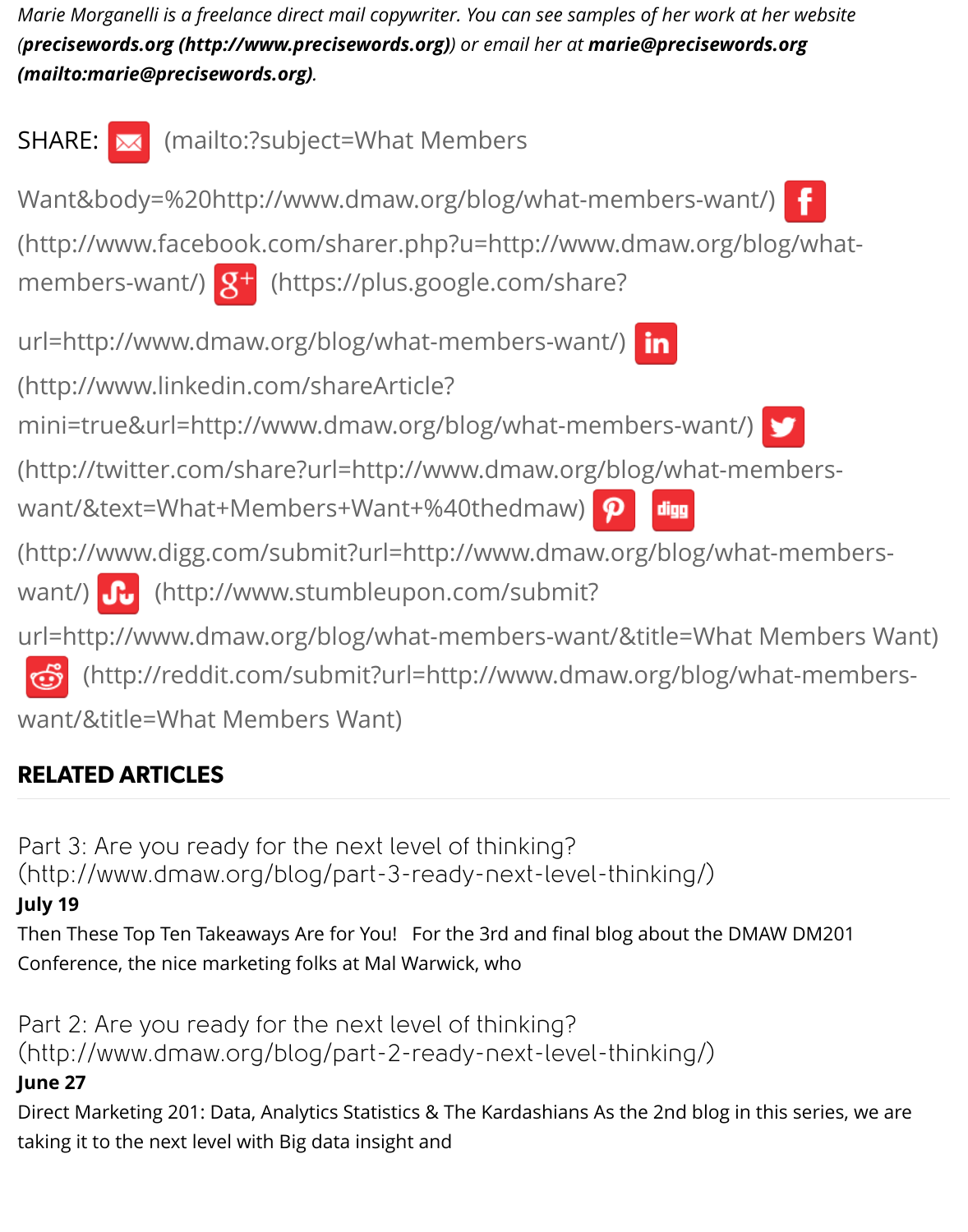*Marie Morganelli is a freelance direct mail copywriter. You can see samples of her work at her website (**precisewords.org (http://www.precisewords.org)**) or email her at **marie@precisewords.org (mailto:marie@precisewords.org)**.*

SHARE: (mailto:?subject=What Members Want&body=%20http://www.dmaw.org/blog/what-members-want/) (http://www.facebook.com/sharer.php?u=http://www.dmaw.org/blog/what-members-want/) (https://plus.google.com/share?url=http://www.dmaw.org/blog/what-members-want/) (http://www.linkedin.com/shareArticle?mini=true&url=http://www.dmaw.org/blog/what-members-want/) (http://twitter.com/share?url=http://www.dmaw.org/blog/what-members-want/&text=What+Members+Want+%40thedmaw) (http://www.digg.com/submit?url=http://www.dmaw.org/blog/what-members-want/) (http://www.stumbleupon.com/submit?url=http://www.dmaw.org/blog/what-members-want/&title=What Members Want) (http://reddit.com/submit?url=http://www.dmaw.org/blog/what-members-want/&title=What Members Want)

## RELATED ARTICLES

Part 3: Are you ready for the next level of thinking? (http://www.dmaw.org/blog/part-3-ready-next-level-thinking/)

**July 19**

Then These Top Ten Takeaways Are for You! For the 3rd and final blog about the DMAW DM201 Conference, the nice marketing folks at Mal Warwick, who

Part 2: Are you ready for the next level of thinking? (http://www.dmaw.org/blog/part-2-ready-next-level-thinking/)

**June 27**

Direct Marketing 201: Data, Analytics Statistics & The Kardashians As the 2nd blog in this series, we are taking it to the next level with Big data insight and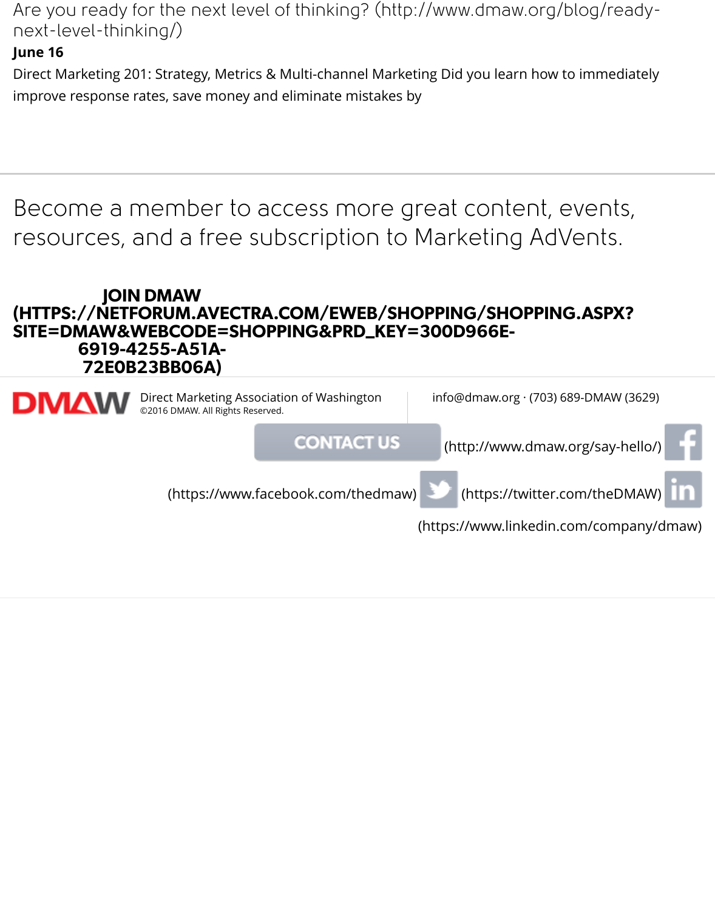Are you ready for the next level of thinking? (http://www.dmaw.org/blog/ready-next-level-thinking/)

**June 16**

Direct Marketing 201: Strategy, Metrics & Multi-channel Marketing Did you learn how to immediately improve response rates, save money and eliminate mistakes by

---

Become a member to access more great content, events, resources, and a free subscription to Marketing AdVents.

**JOIN DMAW (HTTPS://NETFORUM.AVECTRA.COM/EWEB/SHOPPING/SHOPPING.ASPX?SITE=DMAW&WEBCODE=SHOPPING&PRD_KEY=300D966E-6919-4255-A51A-72E0B23BB06A)**

---

DMAW Direct Marketing Association of Washington
©2016 DMAW. All Rights Reserved.

info@dmaw.org · (703) 689-DMAW (3629)

CONTACT US (http://www.dmaw.org/say-hello/)

(https://www.facebook.com/thedmaw) (https://twitter.com/theDMAW) (https://www.linkedin.com/company/dmaw)